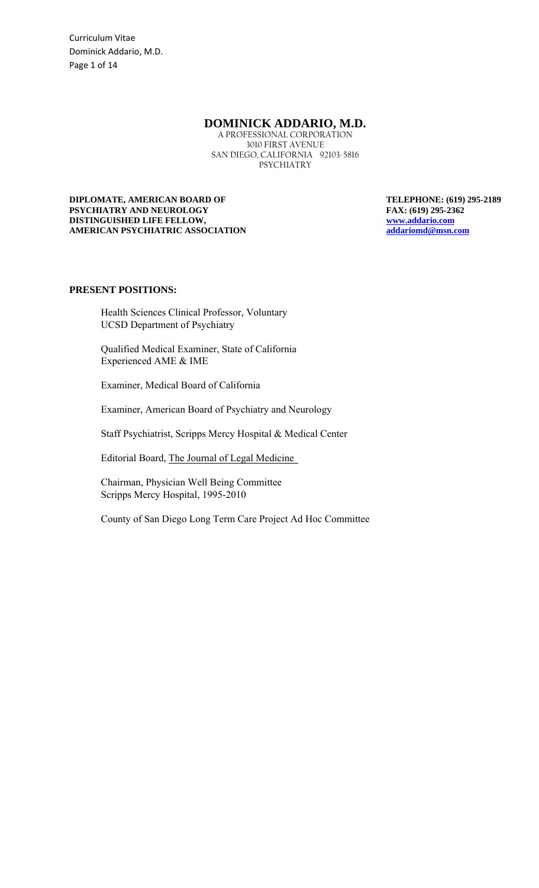# DOMINICK ADDARIO, M.D.

A PROFESSIONAL CORPORATION
3010 FIRST AVENUE
SAN DIEGO, CALIFORNIA 92103-5816
PSYCHIATRY

**DIPLOMATE, AMERICAN BOARD OF PSYCHIATRY AND NEUROLOGY**
**DISTINGUISHED LIFE FELLOW, AMERICAN PSYCHIATRIC ASSOCIATION**

**TELEPHONE: (619) 295-2189**
**FAX: (619) 295-2362**
**www.addario.com**
**addariomd@msn.com**

## PRESENT POSITIONS:

Health Sciences Clinical Professor, Voluntary
UCSD Department of Psychiatry

Qualified Medical Examiner, State of California
Experienced AME & IME

Examiner, Medical Board of California

Examiner, American Board of Psychiatry and Neurology

Staff Psychiatrist, Scripps Mercy Hospital & Medical Center

Editorial Board, The Journal of Legal Medicine

Chairman, Physician Well Being Committee
Scripps Mercy Hospital, 1995-2010

County of San Diego Long Term Care Project Ad Hoc Committee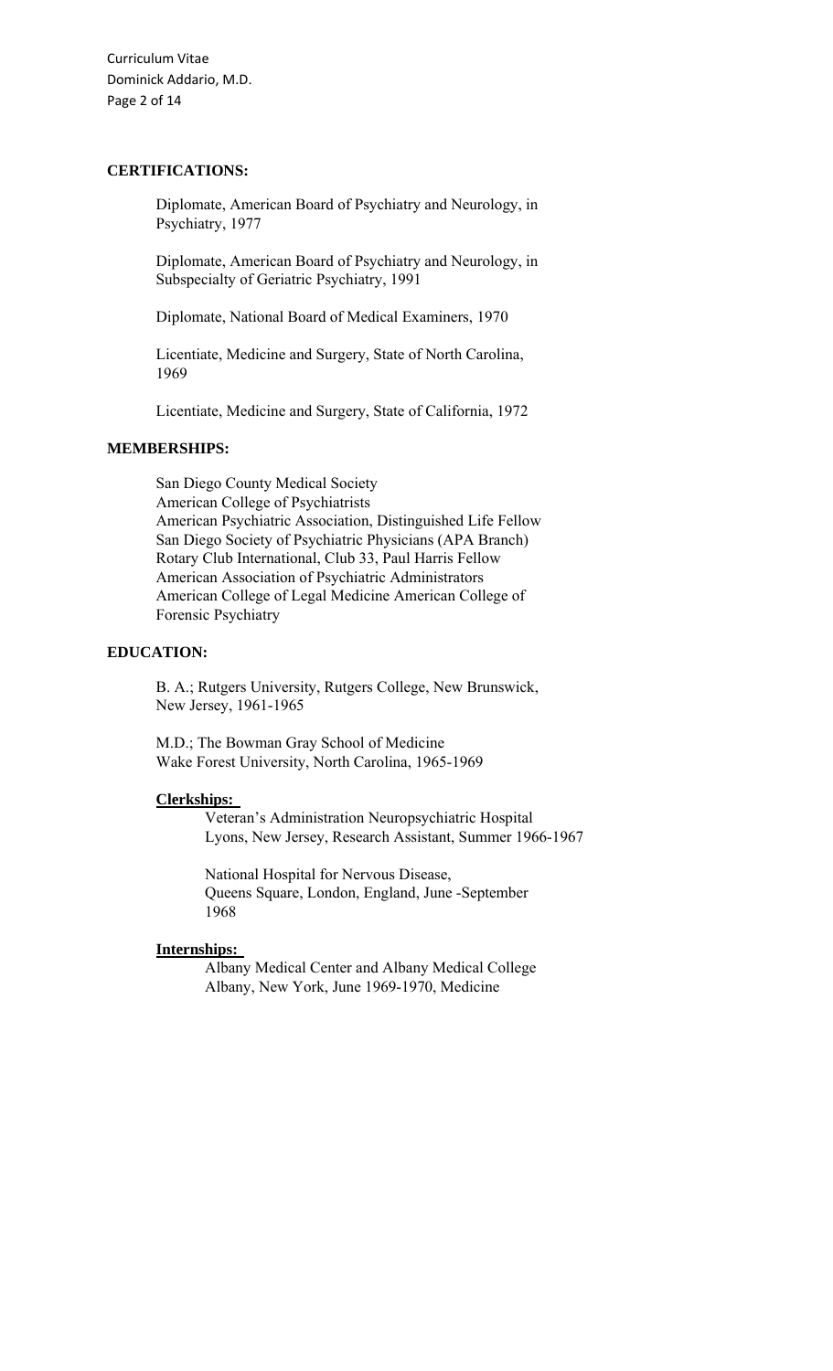## CERTIFICATIONS:

Diplomate, American Board of Psychiatry and Neurology, in Psychiatry, 1977

Diplomate, American Board of Psychiatry and Neurology, in Subspecialty of Geriatric Psychiatry, 1991

Diplomate, National Board of Medical Examiners, 1970

Licentiate, Medicine and Surgery, State of North Carolina, 1969

Licentiate, Medicine and Surgery, State of California, 1972

## MEMBERSHIPS:

San Diego County Medical Society
American College of Psychiatrists
American Psychiatric Association, Distinguished Life Fellow
San Diego Society of Psychiatric Physicians (APA Branch)
Rotary Club International, Club 33, Paul Harris Fellow
American Association of Psychiatric Administrators
American College of Legal Medicine American College of Forensic Psychiatry

## EDUCATION:

B. A.; Rutgers University, Rutgers College, New Brunswick, New Jersey, 1961-1965

M.D.; The Bowman Gray School of Medicine
Wake Forest University, North Carolina, 1965-1969

### Clerkships:

Veteran's Administration Neuropsychiatric Hospital
Lyons, New Jersey, Research Assistant, Summer 1966-1967

National Hospital for Nervous Disease,
Queens Square, London, England, June -September 1968

### Internships:

Albany Medical Center and Albany Medical College
Albany, New York, June 1969-1970, Medicine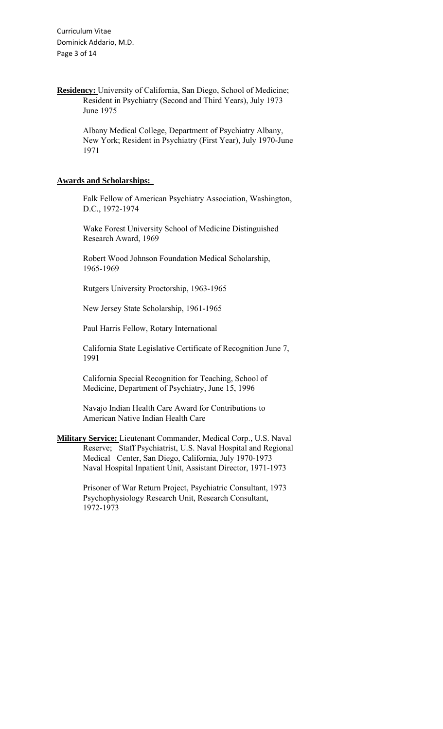**Residency:** University of California, San Diego, School of Medicine; Resident in Psychiatry (Second and Third Years), July 1973 June 1975

Albany Medical College, Department of Psychiatry Albany, New York; Resident in Psychiatry (First Year), July 1970-June 1971

**Awards and Scholarships:**

Falk Fellow of American Psychiatry Association, Washington, D.C., 1972-1974

Wake Forest University School of Medicine Distinguished Research Award, 1969

Robert Wood Johnson Foundation Medical Scholarship, 1965-1969

Rutgers University Proctorship, 1963-1965

New Jersey State Scholarship, 1961-1965

Paul Harris Fellow, Rotary International

California State Legislative Certificate of Recognition June 7, 1991

California Special Recognition for Teaching, School of Medicine, Department of Psychiatry, June 15, 1996

Navajo Indian Health Care Award for Contributions to American Native Indian Health Care

**Military Service:** Lieutenant Commander, Medical Corp., U.S. Naval Reserve; Staff Psychiatrist, U.S. Naval Hospital and Regional Medical Center, San Diego, California, July 1970-1973
Naval Hospital Inpatient Unit, Assistant Director, 1971-1973

Prisoner of War Return Project, Psychiatric Consultant, 1973
Psychophysiology Research Unit, Research Consultant, 1972-1973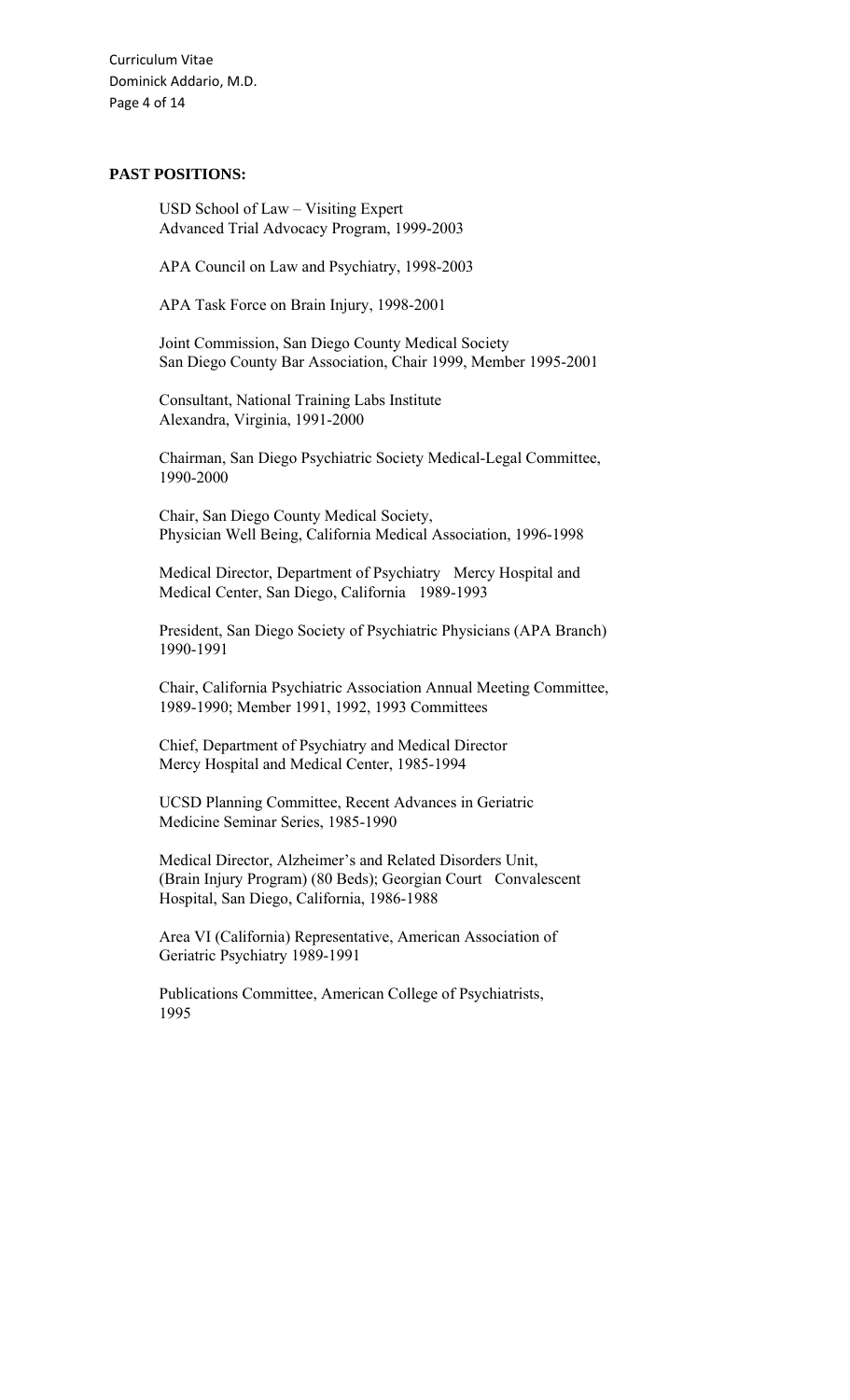## PAST POSITIONS:

USD School of Law – Visiting Expert
Advanced Trial Advocacy Program, 1999-2003

APA Council on Law and Psychiatry, 1998-2003

APA Task Force on Brain Injury, 1998-2001

Joint Commission, San Diego County Medical Society
San Diego County Bar Association, Chair 1999, Member 1995-2001

Consultant, National Training Labs Institute
Alexandra, Virginia, 1991-2000

Chairman, San Diego Psychiatric Society Medical-Legal Committee, 1990-2000

Chair, San Diego County Medical Society,
Physician Well Being, California Medical Association, 1996-1998

Medical Director, Department of Psychiatry Mercy Hospital and Medical Center, San Diego, California 1989-1993

President, San Diego Society of Psychiatric Physicians (APA Branch) 1990-1991

Chair, California Psychiatric Association Annual Meeting Committee, 1989-1990; Member 1991, 1992, 1993 Committees

Chief, Department of Psychiatry and Medical Director
Mercy Hospital and Medical Center, 1985-1994

UCSD Planning Committee, Recent Advances in Geriatric Medicine Seminar Series, 1985-1990

Medical Director, Alzheimer's and Related Disorders Unit, (Brain Injury Program) (80 Beds); Georgian Court Convalescent Hospital, San Diego, California, 1986-1988

Area VI (California) Representative, American Association of Geriatric Psychiatry 1989-1991

Publications Committee, American College of Psychiatrists, 1995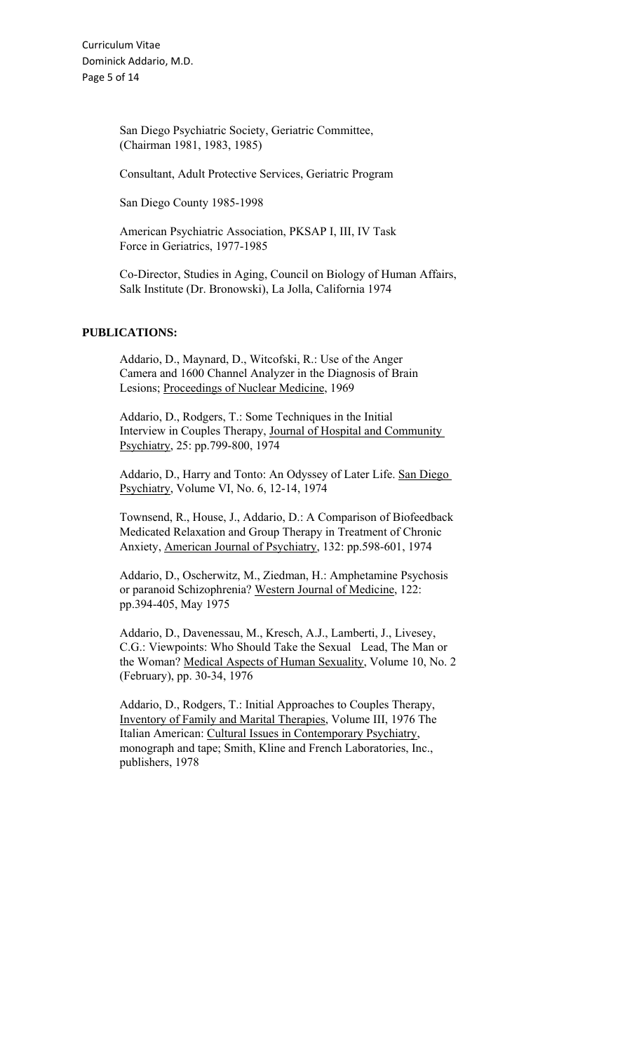San Diego Psychiatric Society, Geriatric Committee, (Chairman 1981, 1983, 1985)

Consultant, Adult Protective Services, Geriatric Program

San Diego County 1985-1998

American Psychiatric Association, PKSAP I, III, IV Task Force in Geriatrics, 1977-1985

Co-Director, Studies in Aging, Council on Biology of Human Affairs, Salk Institute (Dr. Bronowski), La Jolla, California 1974

**PUBLICATIONS:**

Addario, D., Maynard, D., Witcofski, R.: Use of the Anger Camera and 1600 Channel Analyzer in the Diagnosis of Brain Lesions; Proceedings of Nuclear Medicine, 1969

Addario, D., Rodgers, T.: Some Techniques in the Initial Interview in Couples Therapy, Journal of Hospital and Community Psychiatry, 25: pp.799-800, 1974

Addario, D., Harry and Tonto: An Odyssey of Later Life. San Diego Psychiatry, Volume VI, No. 6, 12-14, 1974

Townsend, R., House, J., Addario, D.: A Comparison of Biofeedback Medicated Relaxation and Group Therapy in Treatment of Chronic Anxiety, American Journal of Psychiatry, 132: pp.598-601, 1974

Addario, D., Oscherwitz, M., Ziedman, H.: Amphetamine Psychosis or paranoid Schizophrenia? Western Journal of Medicine, 122: pp.394-405, May 1975

Addario, D., Davenessau, M., Kresch, A.J., Lamberti, J., Livesey, C.G.: Viewpoints: Who Should Take the Sexual Lead, The Man or the Woman? Medical Aspects of Human Sexuality, Volume 10, No. 2 (February), pp. 30-34, 1976

Addario, D., Rodgers, T.: Initial Approaches to Couples Therapy, Inventory of Family and Marital Therapies, Volume III, 1976 The Italian American: Cultural Issues in Contemporary Psychiatry, monograph and tape; Smith, Kline and French Laboratories, Inc., publishers, 1978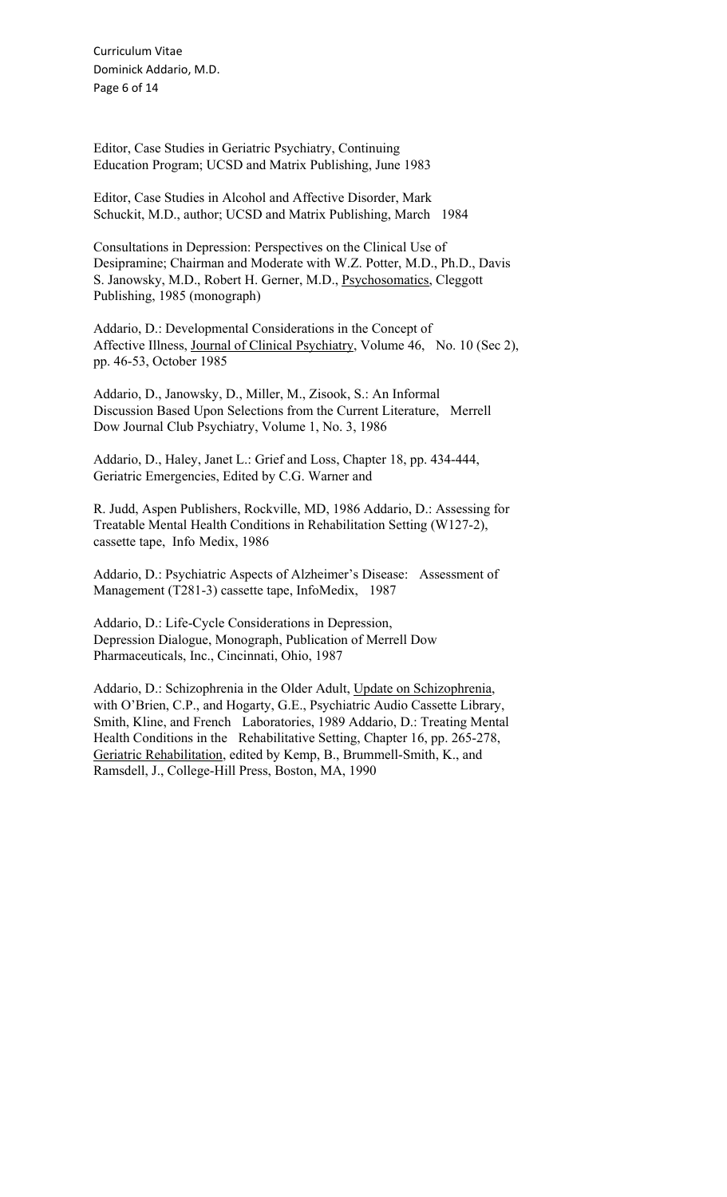Editor, Case Studies in Geriatric Psychiatry, Continuing Education Program; UCSD and Matrix Publishing, June 1983

Editor, Case Studies in Alcohol and Affective Disorder, Mark Schuckit, M.D., author; UCSD and Matrix Publishing, March 1984

Consultations in Depression: Perspectives on the Clinical Use of Desipramine; Chairman and Moderate with W.Z. Potter, M.D., Ph.D., Davis S. Janowsky, M.D., Robert H. Gerner, M.D., Psychosomatics, Cleggott Publishing, 1985 (monograph)

Addario, D.: Developmental Considerations in the Concept of Affective Illness, Journal of Clinical Psychiatry, Volume 46, No. 10 (Sec 2), pp. 46-53, October 1985

Addario, D., Janowsky, D., Miller, M., Zisook, S.: An Informal Discussion Based Upon Selections from the Current Literature, Merrell Dow Journal Club Psychiatry, Volume 1, No. 3, 1986

Addario, D., Haley, Janet L.: Grief and Loss, Chapter 18, pp. 434-444, Geriatric Emergencies, Edited by C.G. Warner and

R. Judd, Aspen Publishers, Rockville, MD, 1986 Addario, D.: Assessing for Treatable Mental Health Conditions in Rehabilitation Setting (W127-2), cassette tape, Info Medix, 1986

Addario, D.: Psychiatric Aspects of Alzheimer's Disease: Assessment of Management (T281-3) cassette tape, InfoMedix, 1987

Addario, D.: Life-Cycle Considerations in Depression, Depression Dialogue, Monograph, Publication of Merrell Dow Pharmaceuticals, Inc., Cincinnati, Ohio, 1987

Addario, D.: Schizophrenia in the Older Adult, Update on Schizophrenia, with O'Brien, C.P., and Hogarty, G.E., Psychiatric Audio Cassette Library, Smith, Kline, and French Laboratories, 1989 Addario, D.: Treating Mental Health Conditions in the Rehabilitative Setting, Chapter 16, pp. 265-278, Geriatric Rehabilitation, edited by Kemp, B., Brummell-Smith, K., and Ramsdell, J., College-Hill Press, Boston, MA, 1990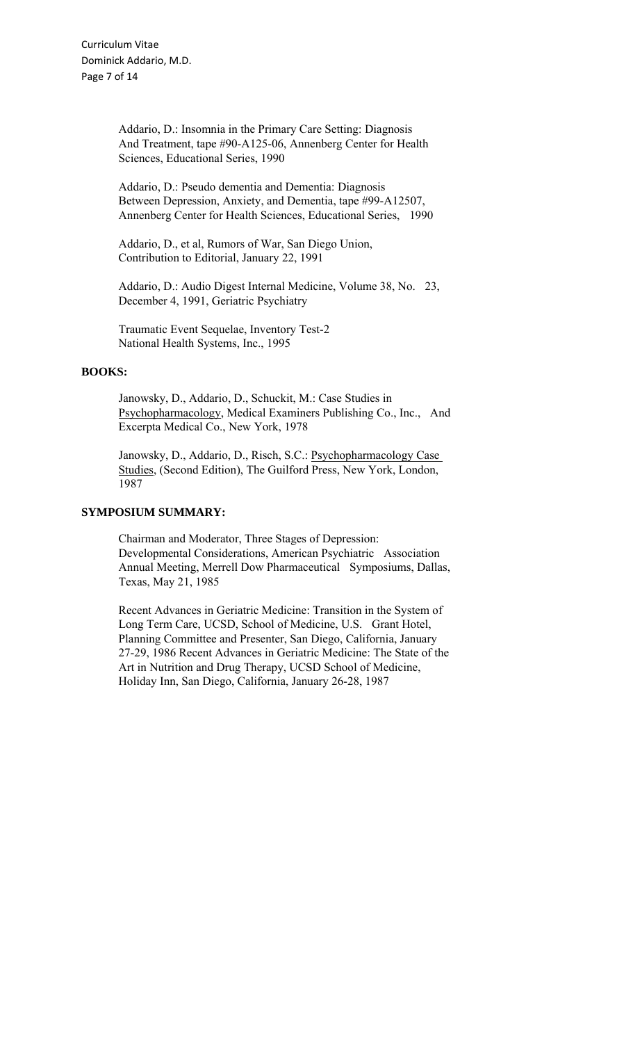Addario, D.: Insomnia in the Primary Care Setting: Diagnosis And Treatment, tape #90-A125-06, Annenberg Center for Health Sciences, Educational Series, 1990

Addario, D.: Pseudo dementia and Dementia: Diagnosis Between Depression, Anxiety, and Dementia, tape #99-A12507, Annenberg Center for Health Sciences, Educational Series, 1990

Addario, D., et al, Rumors of War, San Diego Union, Contribution to Editorial, January 22, 1991

Addario, D.: Audio Digest Internal Medicine, Volume 38, No. 23, December 4, 1991, Geriatric Psychiatry

Traumatic Event Sequelae, Inventory Test-2 National Health Systems, Inc., 1995

**BOOKS:**

Janowsky, D., Addario, D., Schuckit, M.: Case Studies in Psychopharmacology, Medical Examiners Publishing Co., Inc., And Excerpta Medical Co., New York, 1978

Janowsky, D., Addario, D., Risch, S.C.: Psychopharmacology Case Studies, (Second Edition), The Guilford Press, New York, London, 1987

**SYMPOSIUM SUMMARY:**

Chairman and Moderator, Three Stages of Depression: Developmental Considerations, American Psychiatric Association Annual Meeting, Merrell Dow Pharmaceutical Symposiums, Dallas, Texas, May 21, 1985

Recent Advances in Geriatric Medicine: Transition in the System of Long Term Care, UCSD, School of Medicine, U.S. Grant Hotel, Planning Committee and Presenter, San Diego, California, January 27-29, 1986 Recent Advances in Geriatric Medicine: The State of the Art in Nutrition and Drug Therapy, UCSD School of Medicine, Holiday Inn, San Diego, California, January 26-28, 1987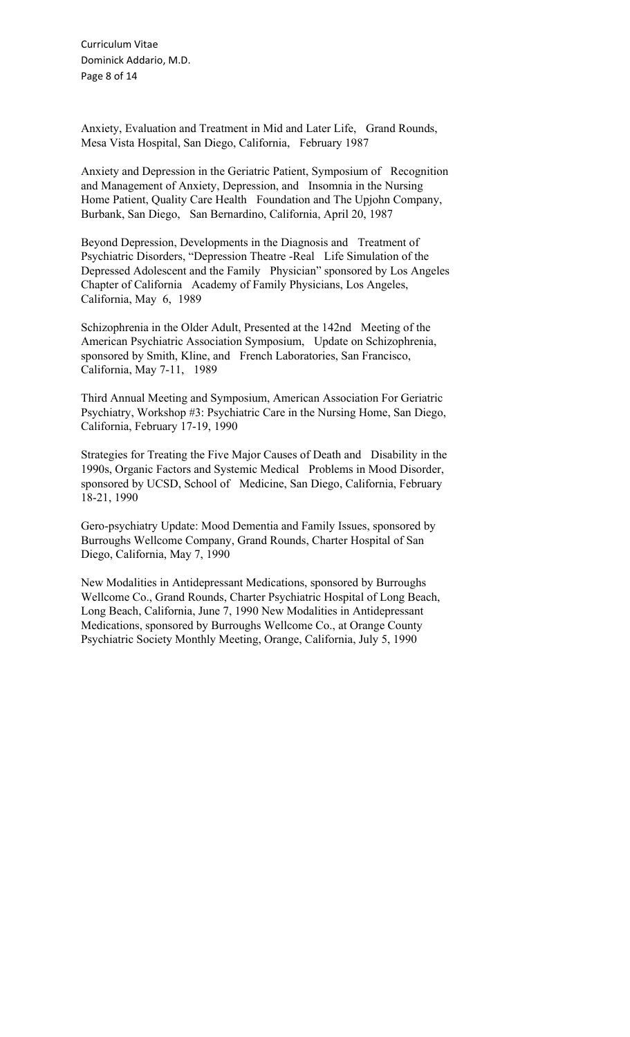Anxiety, Evaluation and Treatment in Mid and Later Life, Grand Rounds, Mesa Vista Hospital, San Diego, California, February 1987

Anxiety and Depression in the Geriatric Patient, Symposium of Recognition and Management of Anxiety, Depression, and Insomnia in the Nursing Home Patient, Quality Care Health Foundation and The Upjohn Company, Burbank, San Diego, San Bernardino, California, April 20, 1987

Beyond Depression, Developments in the Diagnosis and Treatment of Psychiatric Disorders, "Depression Theatre -Real Life Simulation of the Depressed Adolescent and the Family Physician" sponsored by Los Angeles Chapter of California Academy of Family Physicians, Los Angeles, California, May 6, 1989

Schizophrenia in the Older Adult, Presented at the 142nd Meeting of the American Psychiatric Association Symposium, Update on Schizophrenia, sponsored by Smith, Kline, and French Laboratories, San Francisco, California, May 7-11, 1989

Third Annual Meeting and Symposium, American Association For Geriatric Psychiatry, Workshop #3: Psychiatric Care in the Nursing Home, San Diego, California, February 17-19, 1990

Strategies for Treating the Five Major Causes of Death and Disability in the 1990s, Organic Factors and Systemic Medical Problems in Mood Disorder, sponsored by UCSD, School of Medicine, San Diego, California, February 18-21, 1990

Gero-psychiatry Update: Mood Dementia and Family Issues, sponsored by Burroughs Wellcome Company, Grand Rounds, Charter Hospital of San Diego, California, May 7, 1990

New Modalities in Antidepressant Medications, sponsored by Burroughs Wellcome Co., Grand Rounds, Charter Psychiatric Hospital of Long Beach, Long Beach, California, June 7, 1990 New Modalities in Antidepressant Medications, sponsored by Burroughs Wellcome Co., at Orange County Psychiatric Society Monthly Meeting, Orange, California, July 5, 1990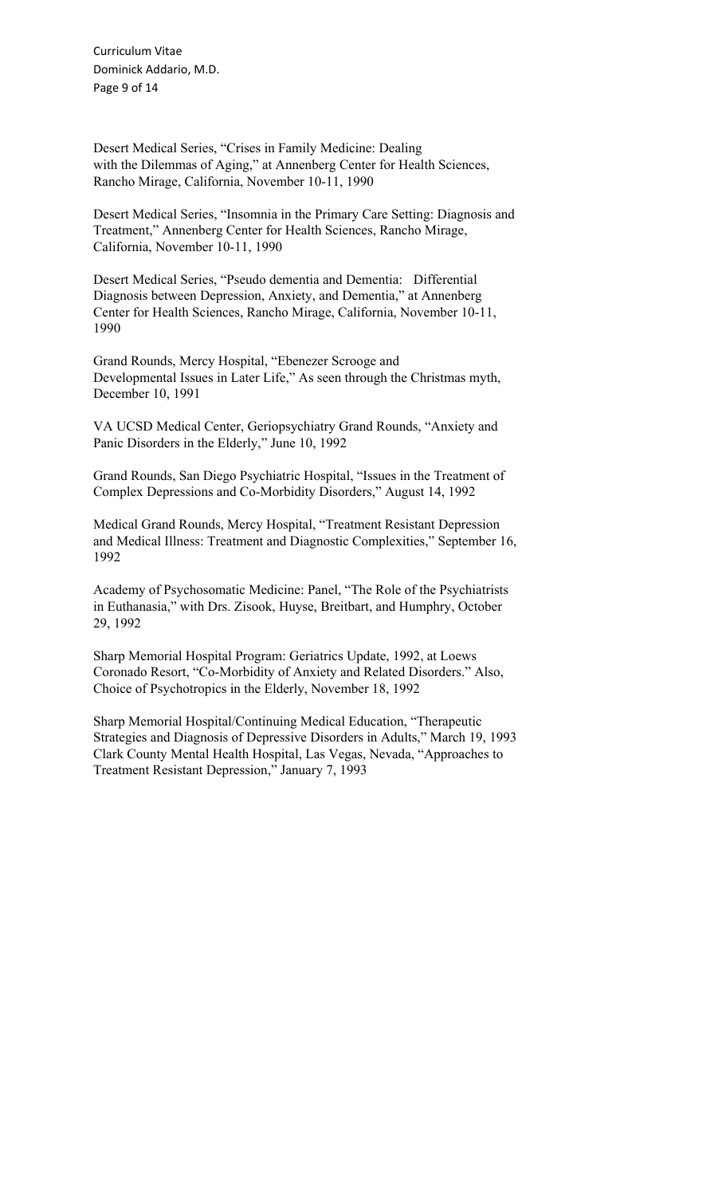Desert Medical Series, "Crises in Family Medicine: Dealing with the Dilemmas of Aging," at Annenberg Center for Health Sciences, Rancho Mirage, California, November 10-11, 1990

Desert Medical Series, "Insomnia in the Primary Care Setting: Diagnosis and Treatment," Annenberg Center for Health Sciences, Rancho Mirage, California, November 10-11, 1990

Desert Medical Series, "Pseudo dementia and Dementia: Differential Diagnosis between Depression, Anxiety, and Dementia," at Annenberg Center for Health Sciences, Rancho Mirage, California, November 10-11, 1990

Grand Rounds, Mercy Hospital, "Ebenezer Scrooge and Developmental Issues in Later Life," As seen through the Christmas myth, December 10, 1991

VA UCSD Medical Center, Geriopsychiatry Grand Rounds, "Anxiety and Panic Disorders in the Elderly," June 10, 1992

Grand Rounds, San Diego Psychiatric Hospital, "Issues in the Treatment of Complex Depressions and Co-Morbidity Disorders," August 14, 1992

Medical Grand Rounds, Mercy Hospital, "Treatment Resistant Depression and Medical Illness: Treatment and Diagnostic Complexities," September 16, 1992

Academy of Psychosomatic Medicine: Panel, "The Role of the Psychiatrists in Euthanasia," with Drs. Zisook, Huyse, Breitbart, and Humphry, October 29, 1992

Sharp Memorial Hospital Program: Geriatrics Update, 1992, at Loews Coronado Resort, "Co-Morbidity of Anxiety and Related Disorders." Also, Choice of Psychotropics in the Elderly, November 18, 1992

Sharp Memorial Hospital/Continuing Medical Education, "Therapeutic Strategies and Diagnosis of Depressive Disorders in Adults," March 19, 1993
Clark County Mental Health Hospital, Las Vegas, Nevada, "Approaches to Treatment Resistant Depression," January 7, 1993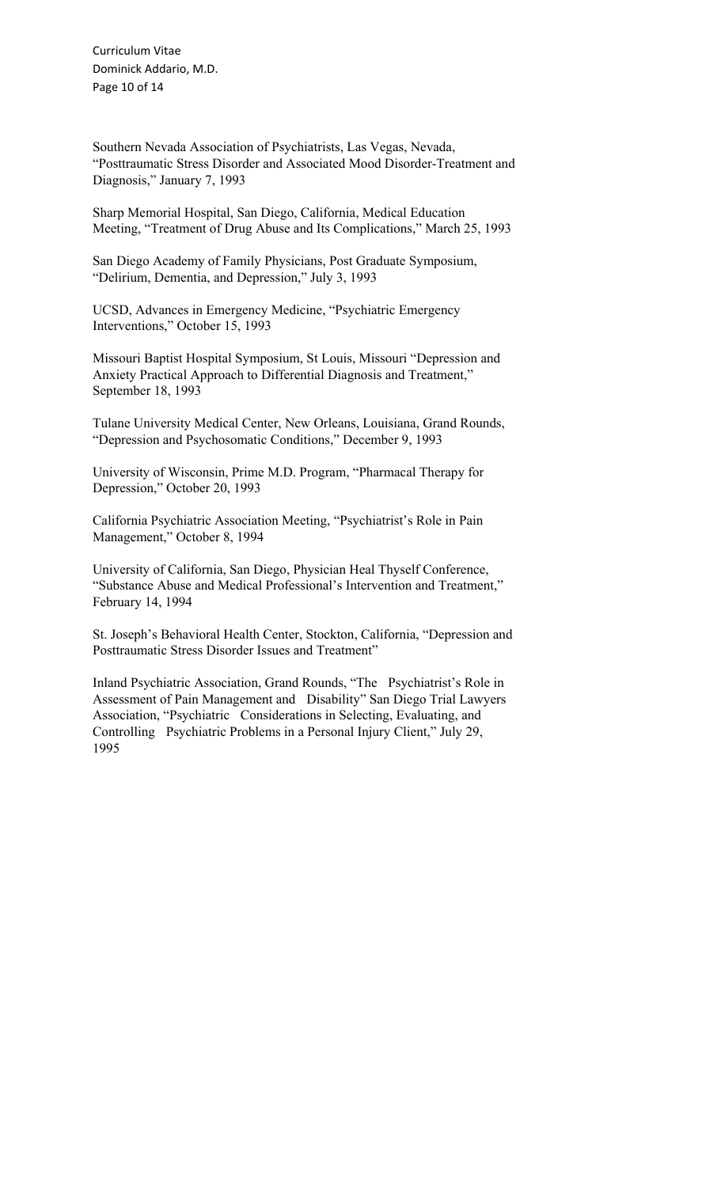Southern Nevada Association of Psychiatrists, Las Vegas, Nevada, "Posttraumatic Stress Disorder and Associated Mood Disorder-Treatment and Diagnosis," January 7, 1993

Sharp Memorial Hospital, San Diego, California, Medical Education Meeting, "Treatment of Drug Abuse and Its Complications," March 25, 1993

San Diego Academy of Family Physicians, Post Graduate Symposium, "Delirium, Dementia, and Depression," July 3, 1993

UCSD, Advances in Emergency Medicine, "Psychiatric Emergency Interventions," October 15, 1993

Missouri Baptist Hospital Symposium, St Louis, Missouri "Depression and Anxiety Practical Approach to Differential Diagnosis and Treatment," September 18, 1993

Tulane University Medical Center, New Orleans, Louisiana, Grand Rounds, "Depression and Psychosomatic Conditions," December 9, 1993

University of Wisconsin, Prime M.D. Program, "Pharmacal Therapy for Depression," October 20, 1993

California Psychiatric Association Meeting, "Psychiatrist's Role in Pain Management," October 8, 1994

University of California, San Diego, Physician Heal Thyself Conference, "Substance Abuse and Medical Professional's Intervention and Treatment," February 14, 1994

St. Joseph's Behavioral Health Center, Stockton, California, "Depression and Posttraumatic Stress Disorder Issues and Treatment"

Inland Psychiatric Association, Grand Rounds, "The Psychiatrist's Role in Assessment of Pain Management and Disability" San Diego Trial Lawyers Association, "Psychiatric Considerations in Selecting, Evaluating, and Controlling Psychiatric Problems in a Personal Injury Client," July 29, 1995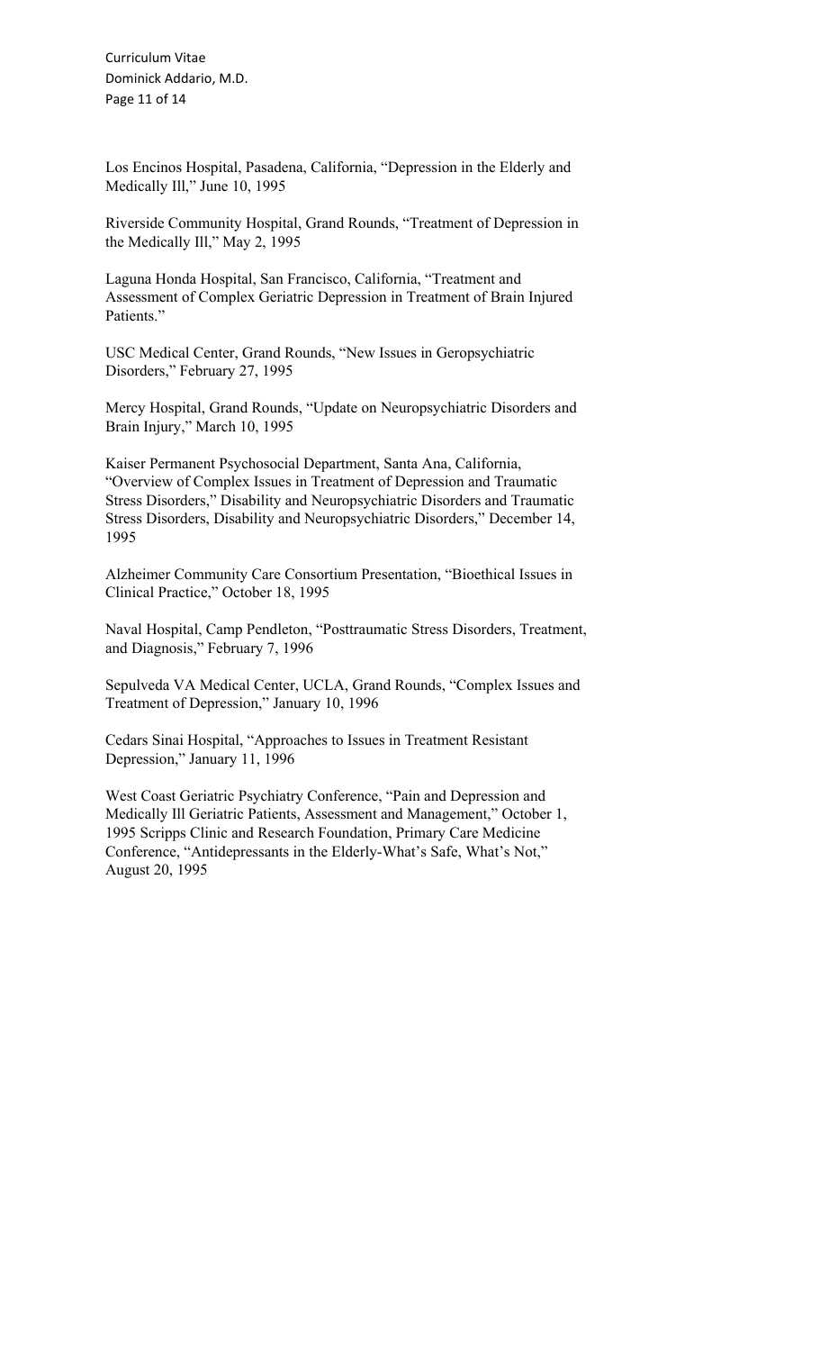Los Encinos Hospital, Pasadena, California, "Depression in the Elderly and Medically Ill," June 10, 1995

Riverside Community Hospital, Grand Rounds, "Treatment of Depression in the Medically Ill," May 2, 1995

Laguna Honda Hospital, San Francisco, California, "Treatment and Assessment of Complex Geriatric Depression in Treatment of Brain Injured Patients."

USC Medical Center, Grand Rounds, "New Issues in Geropsychiatric Disorders," February 27, 1995

Mercy Hospital, Grand Rounds, "Update on Neuropsychiatric Disorders and Brain Injury," March 10, 1995

Kaiser Permanent Psychosocial Department, Santa Ana, California, "Overview of Complex Issues in Treatment of Depression and Traumatic Stress Disorders," Disability and Neuropsychiatric Disorders and Traumatic Stress Disorders, Disability and Neuropsychiatric Disorders," December 14, 1995

Alzheimer Community Care Consortium Presentation, "Bioethical Issues in Clinical Practice," October 18, 1995

Naval Hospital, Camp Pendleton, "Posttraumatic Stress Disorders, Treatment, and Diagnosis," February 7, 1996

Sepulveda VA Medical Center, UCLA, Grand Rounds, "Complex Issues and Treatment of Depression," January 10, 1996

Cedars Sinai Hospital, "Approaches to Issues in Treatment Resistant Depression," January 11, 1996

West Coast Geriatric Psychiatry Conference, "Pain and Depression and Medically Ill Geriatric Patients, Assessment and Management," October 1, 1995 Scripps Clinic and Research Foundation, Primary Care Medicine Conference, "Antidepressants in the Elderly-What's Safe, What's Not," August 20, 1995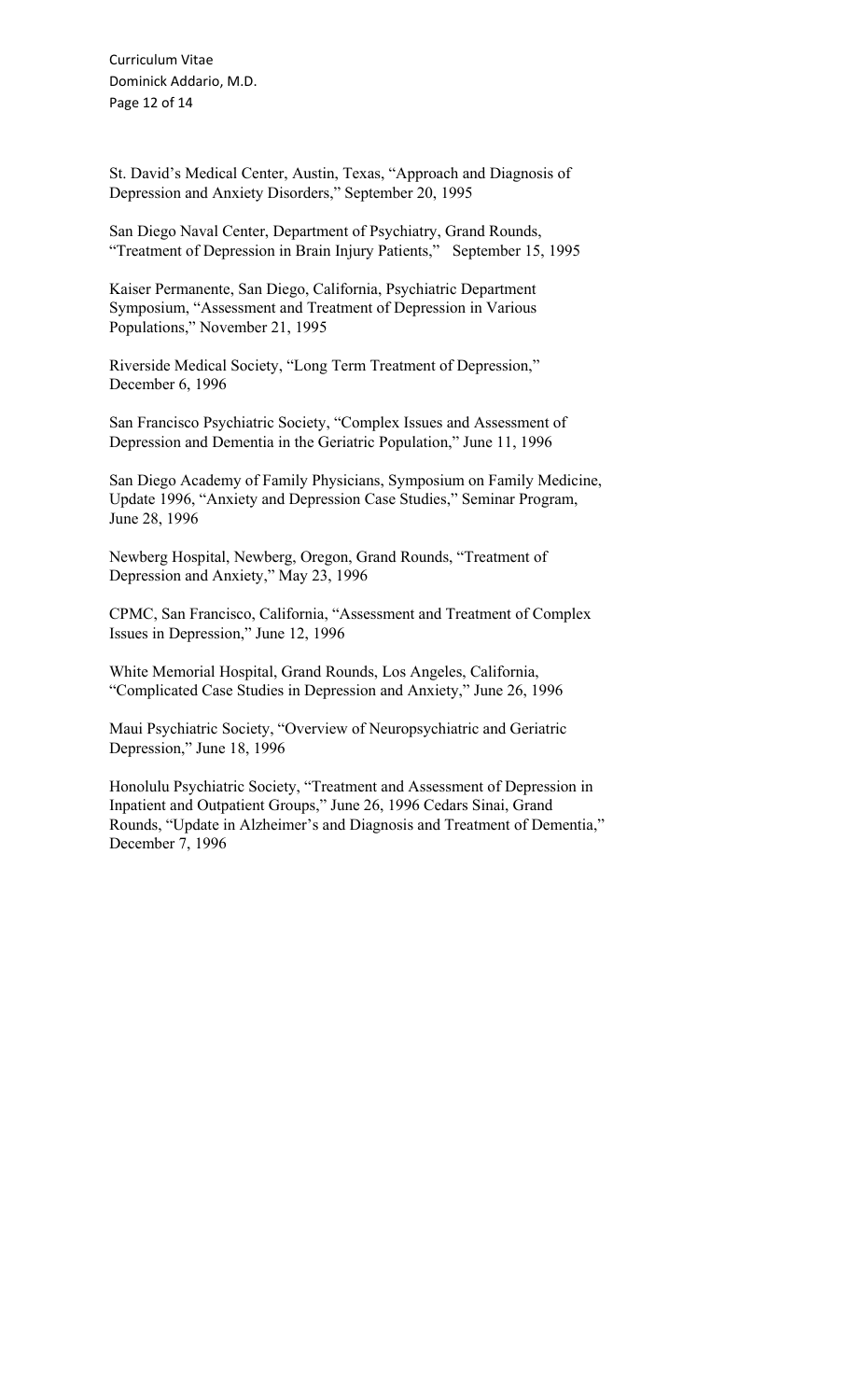St. David's Medical Center, Austin, Texas, "Approach and Diagnosis of Depression and Anxiety Disorders," September 20, 1995

San Diego Naval Center, Department of Psychiatry, Grand Rounds, "Treatment of Depression in Brain Injury Patients," September 15, 1995

Kaiser Permanente, San Diego, California, Psychiatric Department Symposium, "Assessment and Treatment of Depression in Various Populations," November 21, 1995

Riverside Medical Society, "Long Term Treatment of Depression," December 6, 1996

San Francisco Psychiatric Society, "Complex Issues and Assessment of Depression and Dementia in the Geriatric Population," June 11, 1996

San Diego Academy of Family Physicians, Symposium on Family Medicine, Update 1996, "Anxiety and Depression Case Studies," Seminar Program, June 28, 1996

Newberg Hospital, Newberg, Oregon, Grand Rounds, "Treatment of Depression and Anxiety," May 23, 1996

CPMC, San Francisco, California, "Assessment and Treatment of Complex Issues in Depression," June 12, 1996

White Memorial Hospital, Grand Rounds, Los Angeles, California, "Complicated Case Studies in Depression and Anxiety," June 26, 1996

Maui Psychiatric Society, "Overview of Neuropsychiatric and Geriatric Depression," June 18, 1996

Honolulu Psychiatric Society, "Treatment and Assessment of Depression in Inpatient and Outpatient Groups," June 26, 1996 Cedars Sinai, Grand Rounds, "Update in Alzheimer's and Diagnosis and Treatment of Dementia," December 7, 1996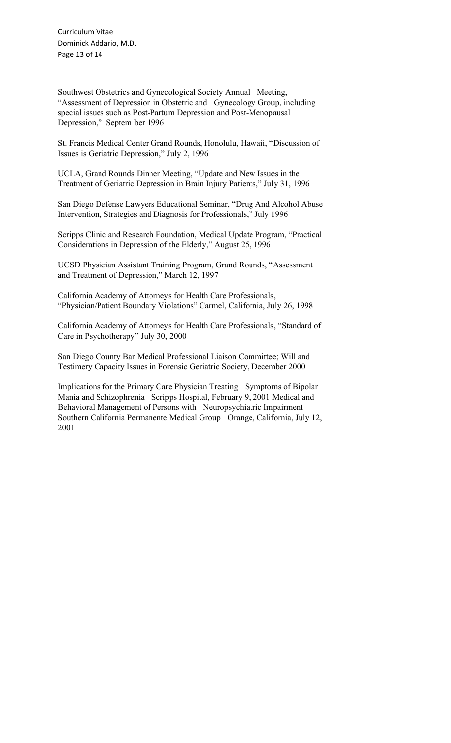Southwest Obstetrics and Gynecological Society Annual Meeting, "Assessment of Depression in Obstetric and Gynecology Group, including special issues such as Post-Partum Depression and Post-Menopausal Depression," Septem ber 1996

St. Francis Medical Center Grand Rounds, Honolulu, Hawaii, "Discussion of Issues is Geriatric Depression," July 2, 1996

UCLA, Grand Rounds Dinner Meeting, "Update and New Issues in the Treatment of Geriatric Depression in Brain Injury Patients," July 31, 1996

San Diego Defense Lawyers Educational Seminar, "Drug And Alcohol Abuse Intervention, Strategies and Diagnosis for Professionals," July 1996

Scripps Clinic and Research Foundation, Medical Update Program, "Practical Considerations in Depression of the Elderly," August 25, 1996

UCSD Physician Assistant Training Program, Grand Rounds, "Assessment and Treatment of Depression," March 12, 1997

California Academy of Attorneys for Health Care Professionals, "Physician/Patient Boundary Violations" Carmel, California, July 26, 1998

California Academy of Attorneys for Health Care Professionals, "Standard of Care in Psychotherapy" July 30, 2000

San Diego County Bar Medical Professional Liaison Committee; Will and Testimery Capacity Issues in Forensic Geriatric Society, December 2000

Implications for the Primary Care Physician Treating Symptoms of Bipolar Mania and Schizophrenia Scripps Hospital, February 9, 2001 Medical and Behavioral Management of Persons with Neuropsychiatric Impairment Southern California Permanente Medical Group Orange, California, July 12, 2001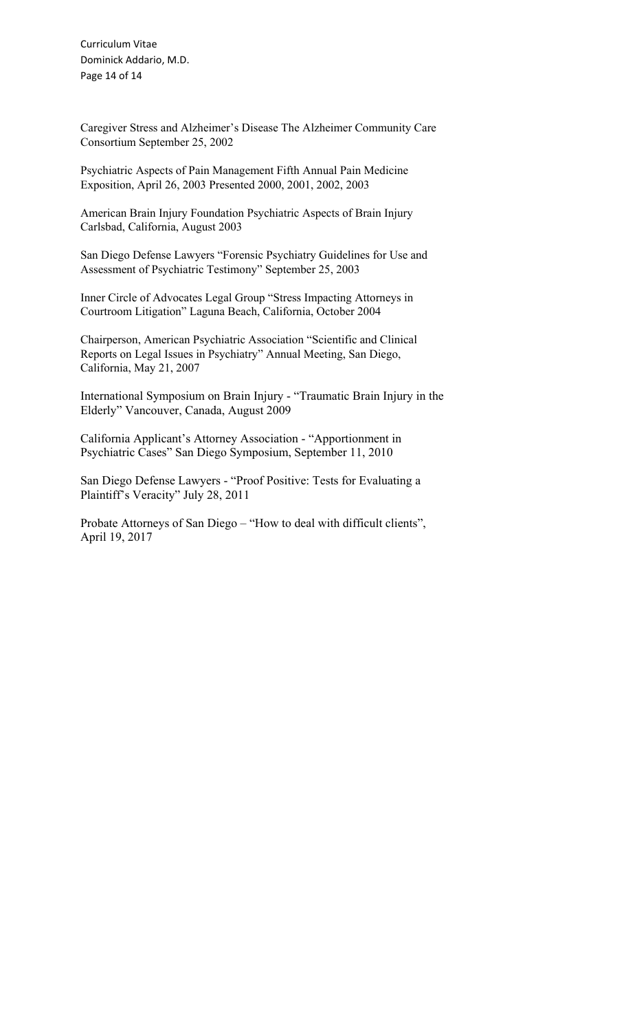Caregiver Stress and Alzheimer's Disease The Alzheimer Community Care Consortium September 25, 2002

Psychiatric Aspects of Pain Management Fifth Annual Pain Medicine Exposition, April 26, 2003 Presented 2000, 2001, 2002, 2003

American Brain Injury Foundation Psychiatric Aspects of Brain Injury Carlsbad, California, August 2003

San Diego Defense Lawyers "Forensic Psychiatry Guidelines for Use and Assessment of Psychiatric Testimony" September 25, 2003

Inner Circle of Advocates Legal Group "Stress Impacting Attorneys in Courtroom Litigation" Laguna Beach, California, October 2004

Chairperson, American Psychiatric Association "Scientific and Clinical Reports on Legal Issues in Psychiatry" Annual Meeting, San Diego, California, May 21, 2007

International Symposium on Brain Injury - "Traumatic Brain Injury in the Elderly" Vancouver, Canada, August 2009

California Applicant's Attorney Association - "Apportionment in Psychiatric Cases" San Diego Symposium, September 11, 2010

San Diego Defense Lawyers - "Proof Positive: Tests for Evaluating a Plaintiff's Veracity" July 28, 2011

Probate Attorneys of San Diego – "How to deal with difficult clients", April 19, 2017